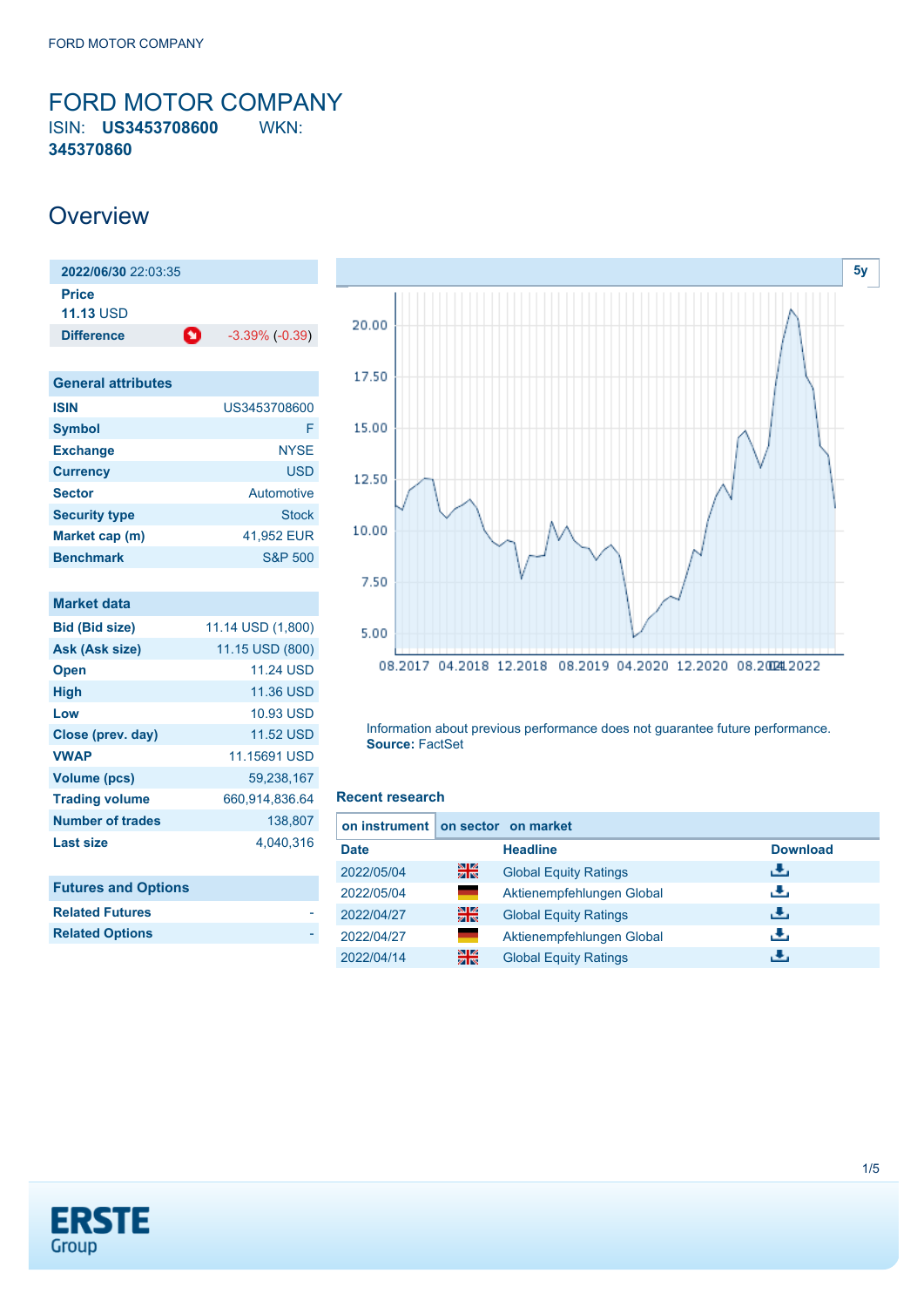# FORD MOTOR COMPANY

ISIN: **US3453708600** WKN: **345370860**

## Overview

| 2022/06/30 22:03:35 | |
|---|---|
| **Price** | |
| **11.13** USD | |
| **Difference** | -3.39% (-0.39) |

| General attributes | |
|---|---|
| **ISIN** | US3453708600 |
| **Symbol** | F |
| **Exchange** | NYSE |
| **Currency** | USD |
| **Sector** | Automotive |
| **Security type** | Stock |
| **Market cap (m)** | 41,952 EUR |
| **Benchmark** | S&P 500 |

| Market data | |
|---|---|
| **Bid (Bid size)** | 11.14 USD (1,800) |
| **Ask (Ask size)** | 11.15 USD (800) |
| **Open** | 11.24 USD |
| **High** | 11.36 USD |
| **Low** | 10.93 USD |
| **Close (prev. day)** | 11.52 USD |
| **VWAP** | 11.15691 USD |
| **Volume (pcs)** | 59,238,167 |
| **Trading volume** | 660,914,836.64 |
| **Number of trades** | 138,807 |
| **Last size** | 4,040,316 |

| Futures and Options | |
|---|---|
| **Related Futures** | - |
| **Related Options** | - |

5y

20.00
17.50
15.00
12.50
10.00
7.50
5.00

08.2017 04.2018 12.2018 08.2019 04.2020 12.2020 08.2021 04.2022

Information about previous performance does not guarantee future performance.
**Source:** FactSet

### Recent research

**on instrument** | **on sector** | **on market**

| Date | | Headline | Download |
|---|---|---|---|
| 2022/05/04 | EN | Global Equity Ratings | |
| 2022/05/04 | DE | Aktienempfehlungen Global | |
| 2022/04/27 | EN | Global Equity Ratings | |
| 2022/04/27 | DE | Aktienempfehlungen Global | |
| 2022/04/14 | EN | Global Equity Ratings | |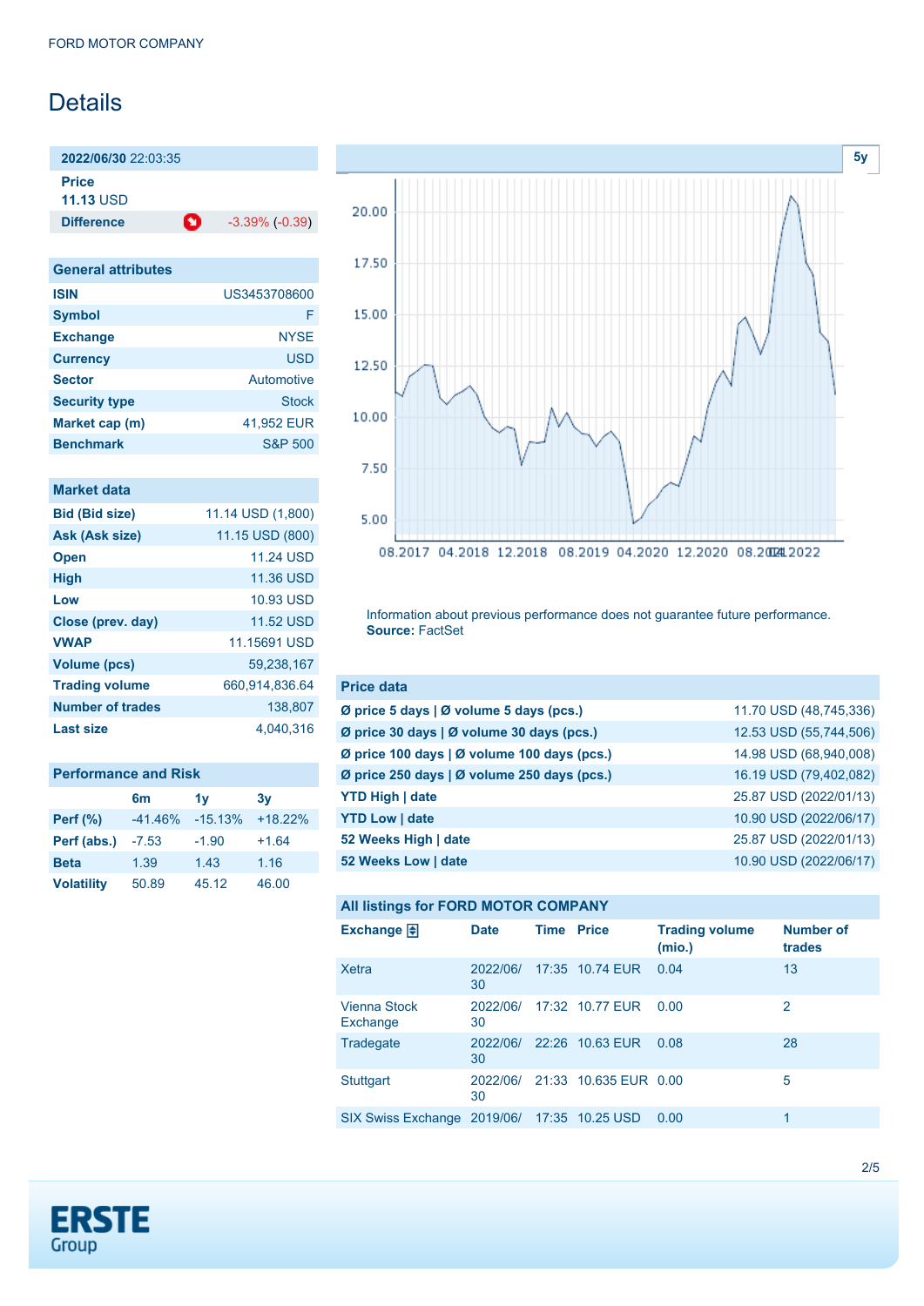FORD MOTOR COMPANY

# Details

| | |
|---|---|
| **2022/06/30** 22:03:35 | |
| **Price** 11.13 USD | |
| **Difference** | -3.39% (-0.39) |

## General attributes

| | |
|---|---|
| **ISIN** | US3453708600 |
| **Symbol** | F |
| **Exchange** | NYSE |
| **Currency** | USD |
| **Sector** | Automotive |
| **Security type** | Stock |
| **Market cap (m)** | 41,952 EUR |
| **Benchmark** | S&P 500 |

## Market data

| | |
|---|---|
| **Bid (Bid size)** | 11.14 USD (1,800) |
| **Ask (Ask size)** | 11.15 USD (800) |
| **Open** | 11.24 USD |
| **High** | 11.36 USD |
| **Low** | 10.93 USD |
| **Close (prev. day)** | 11.52 USD |
| **VWAP** | 11.15691 USD |
| **Volume (pcs)** | 59,238,167 |
| **Trading volume** | 660,914,836.64 |
| **Number of trades** | 138,807 |
| **Last size** | 4,040,316 |

## Performance and Risk

| | 6m | 1y | 3y |
|---|---|---|---|
| **Perf (%)** | -41.46% | -15.13% | +18.22% |
| **Perf (abs.)** | -7.53 | -1.90 | +1.64 |
| **Beta** | 1.39 | 1.43 | 1.16 |
| **Volatility** | 50.89 | 45.12 | 46.00 |

5y

20.00
17.50
15.00
12.50
10.00
7.50
5.00

08.2017 04.2018 12.2018 08.2019 04.2020 12.2020 08.2021 04.2022

Information about previous performance does not guarantee future performance.
**Source:** FactSet

## Price data

| | |
|---|---|
| **Ø price 5 days \| Ø volume 5 days (pcs.)** | 11.70 USD (48,745,336) |
| **Ø price 30 days \| Ø volume 30 days (pcs.)** | 12.53 USD (55,744,506) |
| **Ø price 100 days \| Ø volume 100 days (pcs.)** | 14.98 USD (68,940,008) |
| **Ø price 250 days \| Ø volume 250 days (pcs.)** | 16.19 USD (79,402,082) |
| **YTD High \| date** | 25.87 USD (2022/01/13) |
| **YTD Low \| date** | 10.90 USD (2022/06/17) |
| **52 Weeks High \| date** | 25.87 USD (2022/01/13) |
| **52 Weeks Low \| date** | 10.90 USD (2022/06/17) |

## All listings for FORD MOTOR COMPANY

| Exchange | Date | Time | Price | Trading volume (mio.) | Number of trades |
|---|---|---|---|---|---|
| Xetra | 2022/06/30 | 17:35 | 10.74 EUR | 0.04 | 13 |
| Vienna Stock Exchange | 2022/06/30 | 17:32 | 10.77 EUR | 0.00 | 2 |
| Tradegate | 2022/06/30 | 22:26 | 10.63 EUR | 0.08 | 28 |
| Stuttgart | 2022/06/30 | 21:33 | 10.635 EUR | 0.00 | 5 |
| SIX Swiss Exchange | 2019/06/ | 17:35 | 10.25 USD | 0.00 | 1 |

ERSTE Group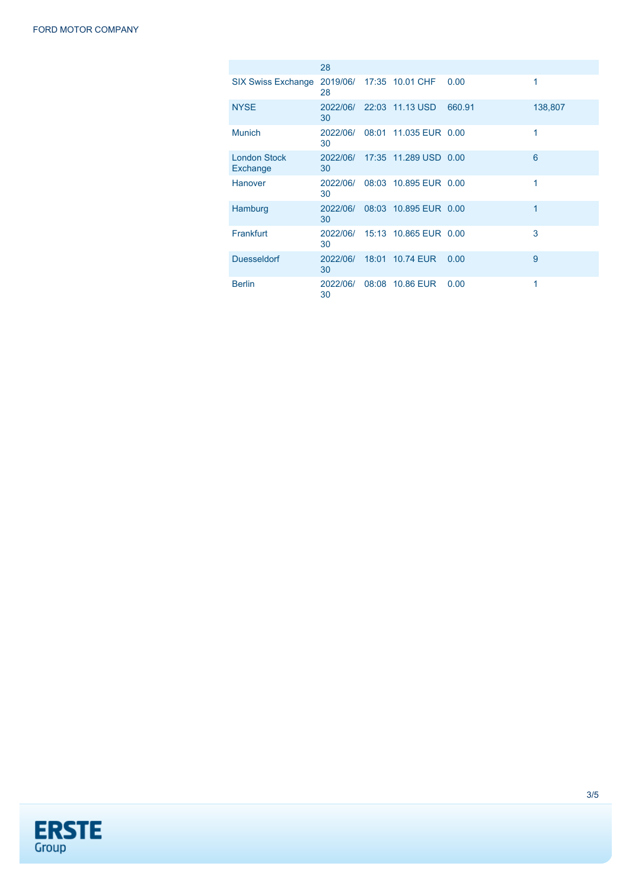| | | | | | |
|---|---|---|---|---|---|
| | 28 | | | | |
| SIX Swiss Exchange | 2019/06/28 | 17:35 | 10.01 CHF | 0.00 | 1 |
| NYSE | 2022/06/30 | 22:03 | 11.13 USD | 660.91 | 138,807 |
| Munich | 2022/06/30 | 08:01 | 11.035 EUR | 0.00 | 1 |
| London Stock Exchange | 2022/06/30 | 17:35 | 11.289 USD | 0.00 | 6 |
| Hanover | 2022/06/30 | 08:03 | 10.895 EUR | 0.00 | 1 |
| Hamburg | 2022/06/30 | 08:03 | 10.895 EUR | 0.00 | 1 |
| Frankfurt | 2022/06/30 | 15:13 | 10.865 EUR | 0.00 | 3 |
| Duesseldorf | 2022/06/30 | 18:01 | 10.74 EUR | 0.00 | 9 |
| Berlin | 2022/06/30 | 08:08 | 10.86 EUR | 0.00 | 1 |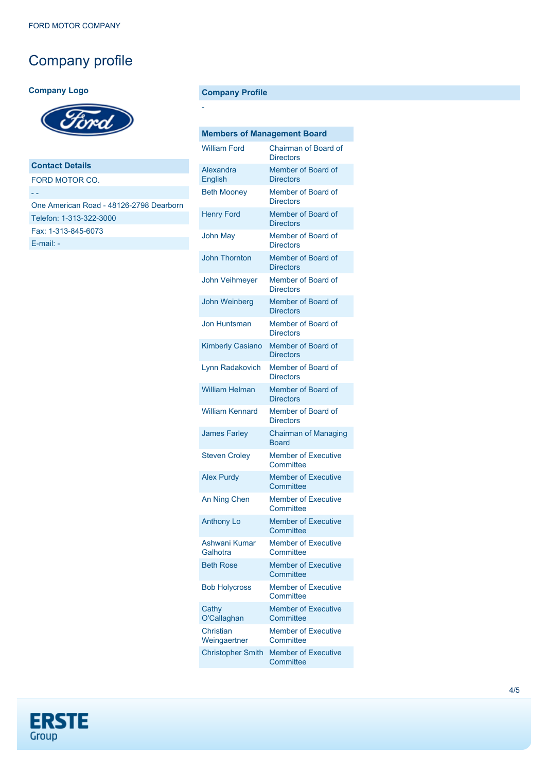# Company profile

**Company Logo**

## Contact Details

FORD MOTOR CO.

- -

One American Road - 48126-2798 Dearborn

Telefon: 1-313-322-3000

Fax: 1-313-845-6073

E-mail: -

## Company Profile

-

| Members of Management Board | |
|---|---|
| William Ford | Chairman of Board of Directors |
| Alexandra English | Member of Board of Directors |
| Beth Mooney | Member of Board of Directors |
| Henry Ford | Member of Board of Directors |
| John May | Member of Board of Directors |
| John Thornton | Member of Board of Directors |
| John Veihmeyer | Member of Board of Directors |
| John Weinberg | Member of Board of Directors |
| Jon Huntsman | Member of Board of Directors |
| Kimberly Casiano | Member of Board of Directors |
| Lynn Radakovich | Member of Board of Directors |
| William Helman | Member of Board of Directors |
| William Kennard | Member of Board of Directors |
| James Farley | Chairman of Managing Board |
| Steven Croley | Member of Executive Committee |
| Alex Purdy | Member of Executive Committee |
| An Ning Chen | Member of Executive Committee |
| Anthony Lo | Member of Executive Committee |
| Ashwani Kumar Galhotra | Member of Executive Committee |
| Beth Rose | Member of Executive Committee |
| Bob Holycross | Member of Executive Committee |
| Cathy O'Callaghan | Member of Executive Committee |
| Christian Weingaertner | Member of Executive Committee |
| Christopher Smith | Member of Executive Committee |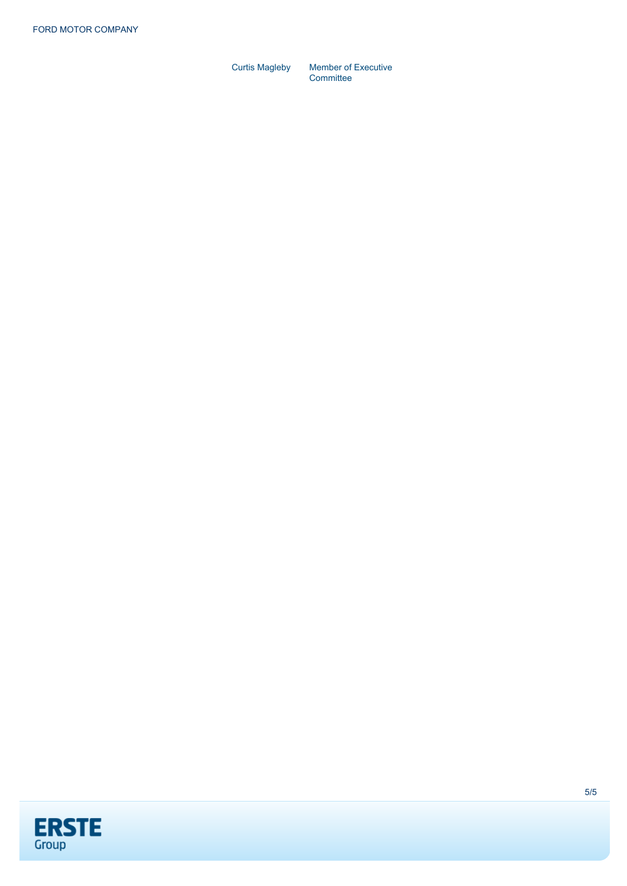| | |
|---|---|
| Curtis Magleby | Member of Executive Committee |